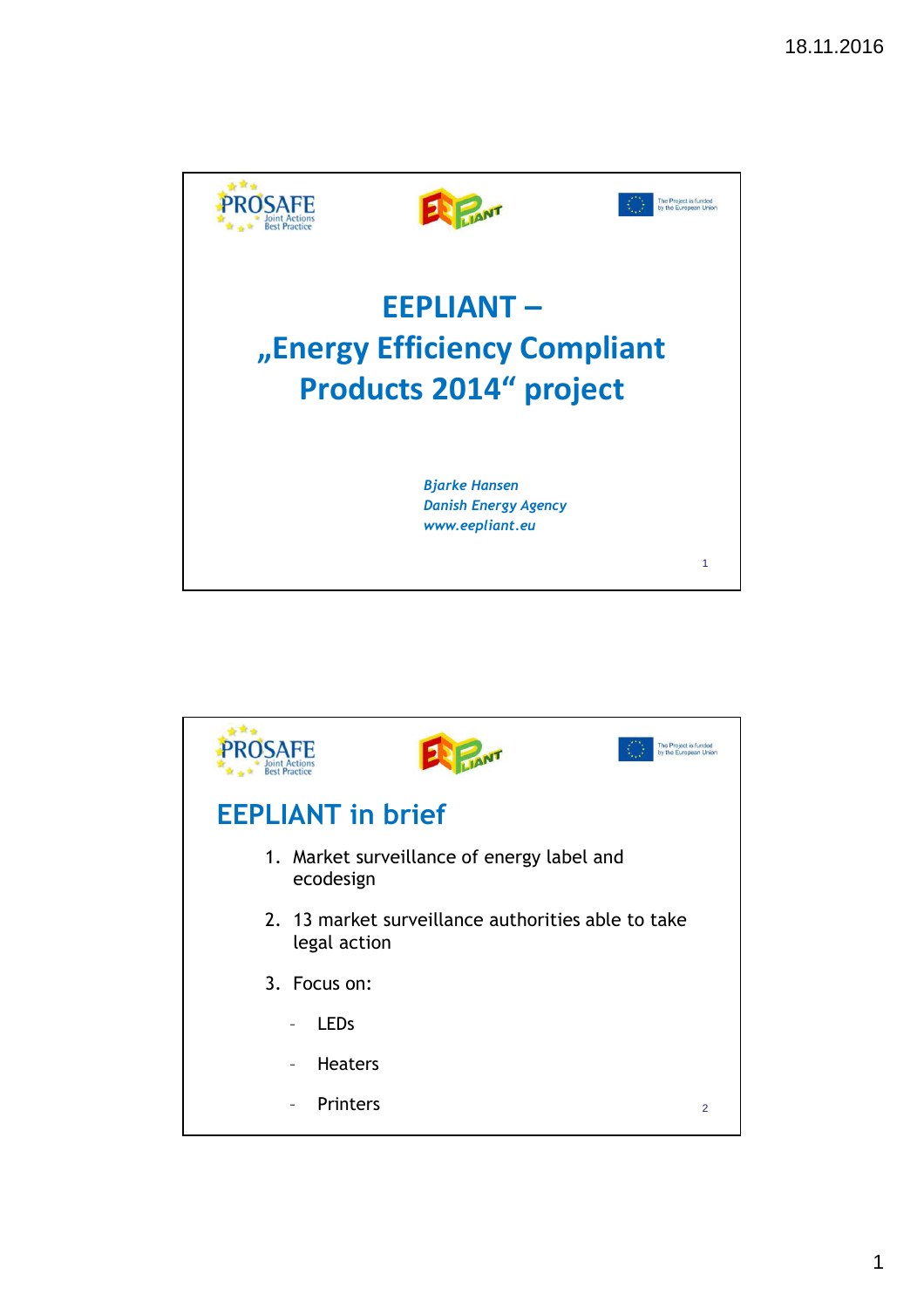# EEPLIANT – „Energy Efficiency Compliant Products 2014" project

*Bjarke Hansen*
*Danish Energy Agency*
*www.eepliant.eu*

## EEPLIANT in brief

1. Market surveillance of energy label and ecodesign
2. 13 market surveillance authorities able to take legal action
3. Focus on:
   - LEDs
   - Heaters
   - Printers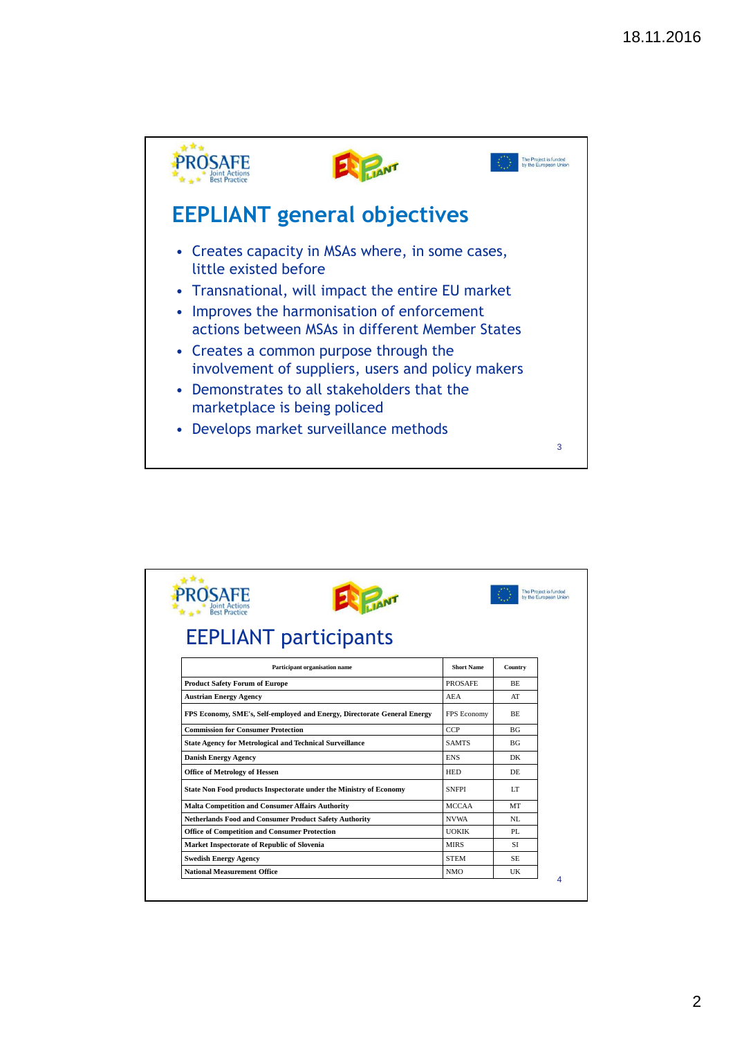## EEPLIANT general objectives

- Creates capacity in MSAs where, in some cases, little existed before
- Transnational, will impact the entire EU market
- Improves the harmonisation of enforcement actions between MSAs in different Member States
- Creates a common purpose through the involvement of suppliers, users and policy makers
- Demonstrates to all stakeholders that the marketplace is being policed
- Develops market surveillance methods

## EEPLIANT participants

| Participant organisation name | Short Name | Country |
|---|---|---|
| **Product Safety Forum of Europe** | PROSAFE | BE |
| **Austrian Energy Agency** | AEA | AT |
| **FPS Economy, SME's, Self-employed and Energy, Directorate General Energy** | FPS Economy | BE |
| **Commission for Consumer Protection** | CCP | BG |
| **State Agency for Metrological and Technical Surveillance** | SAMTS | BG |
| **Danish Energy Agency** | ENS | DK |
| **Office of Metrology of Hessen** | HED | DE |
| **State Non Food products Inspectorate under the Ministry of Economy** | SNFPI | LT |
| **Malta Competition and Consumer Affairs Authority** | MCCAA | MT |
| **Netherlands Food and Consumer Product Safety Authority** | NVWA | NL |
| **Office of Competition and Consumer Protection** | UOKIK | PL |
| **Market Inspectorate of Republic of Slovenia** | MIRS | SI |
| **Swedish Energy Agency** | STEM | SE |
| **National Measurement Office** | NMO | UK |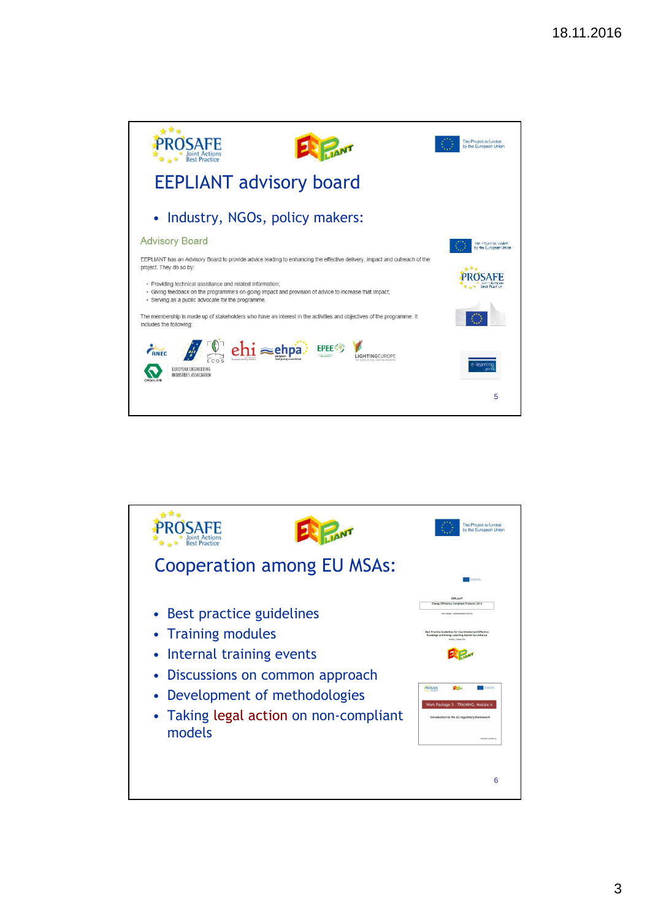## EEPLIANT advisory board

- Industry, NGOs, policy makers:

Advisory Board

EEPLIANT has an Advisory Board to provide advice leading to enhancing the effective delivery, impact and outreach of the project. They do so by:

- Providing technical assistance and related information;
- Giving feedback on the programme's on-going impact and provision of advice to increase that impact;
- Serving as a public advocate for the programme.

The membership is made up of stakeholders who have an interest in the activities and objectives of the programme. It includes the following:

ANEC, ECOS, ehi, ehpa, EPEE, LIGHTINGEUROPE, EUROPEAN ENGINEERING INDUSTRIES ASSOCIATION, ORGALIME

## Cooperation among EU MSAs:

- Best practice guidelines
- Training modules
- Internal training events
- Discussions on common approach
- Development of methodologies
- Taking legal action on non-compliant models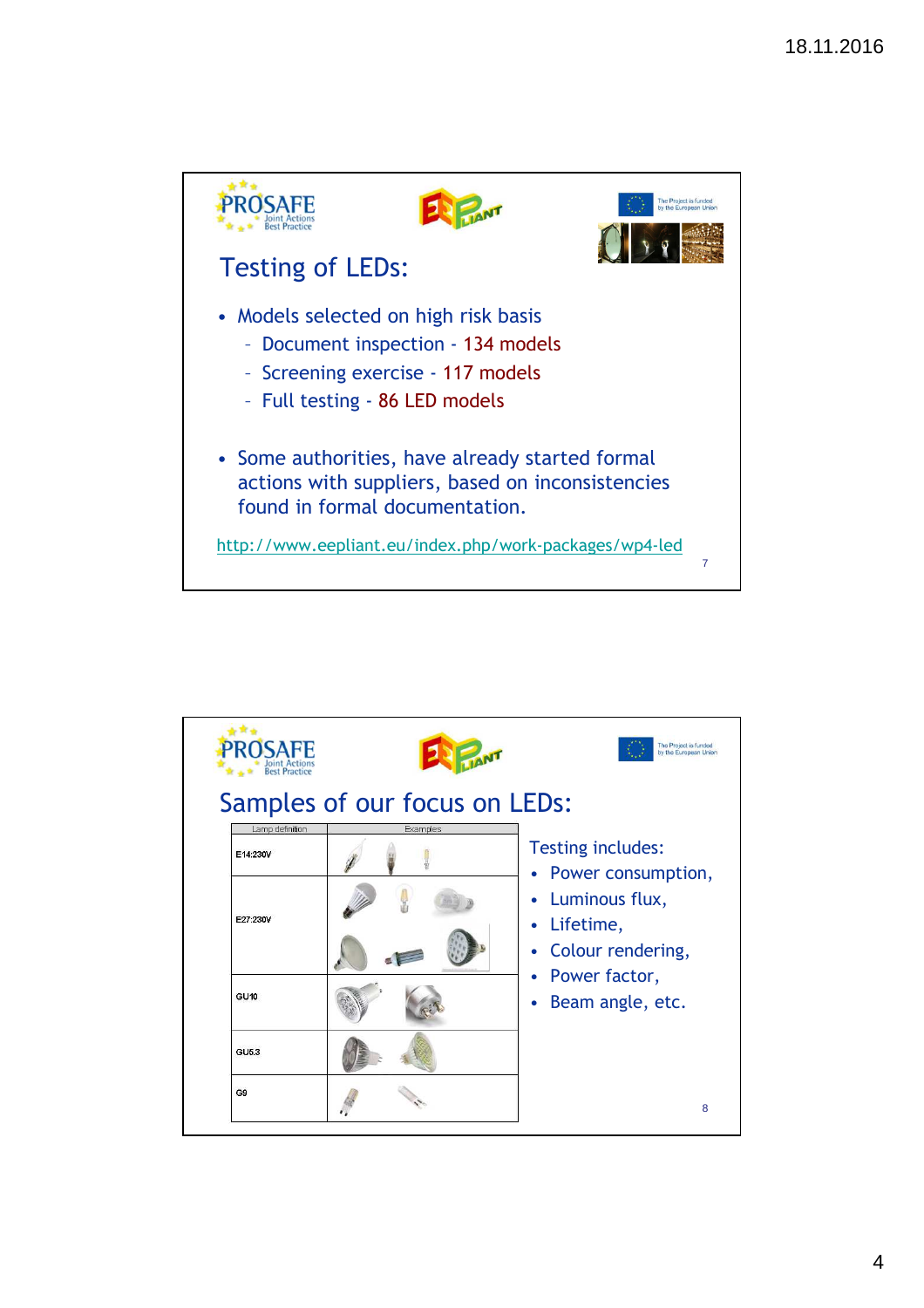## Testing of LEDs:

- Models selected on high risk basis
  - Document inspection - 134 models
  - Screening exercise - 117 models
  - Full testing - 86 LED models

- Some authorities, have already started formal actions with suppliers, based on inconsistencies found in formal documentation.

http://www.eepliant.eu/index.php/work-packages/wp4-led

## Samples of our focus on LEDs:

| Lamp definition | Examples |
|---|---|
| E14:230V | |
| E27:230V | |
| GU10 | |
| GU5.3 | |
| G9 | |

Testing includes:

- Power consumption,
- Luminous flux,
- Lifetime,
- Colour rendering,
- Power factor,
- Beam angle, etc.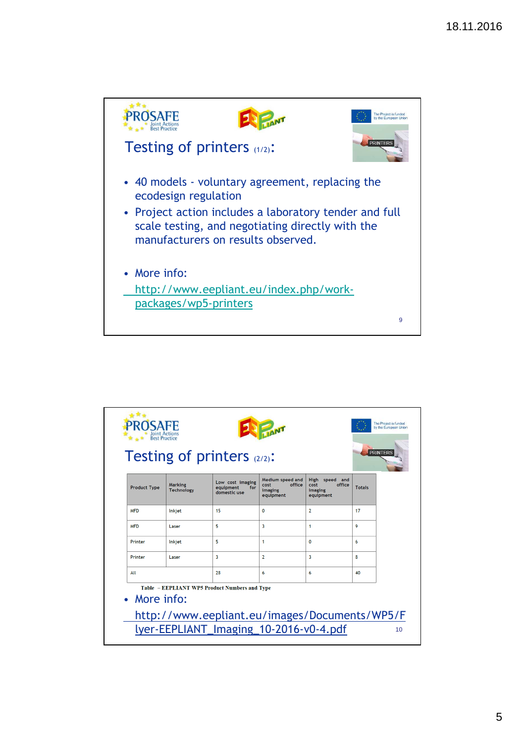## Testing of printers (1/2):

- 40 models - voluntary agreement, replacing the ecodesign regulation
- Project action includes a laboratory tender and full scale testing, and negotiating directly with the manufacturers on results observed.

- More info: http://www.eepliant.eu/index.php/work-packages/wp5-printers

## Testing of printers (2/2):

| Product Type | Marking Technology | Low cost imaging equipment for domestic use | Medium speed and cost office imaging equipment | High speed and cost office imaging equipment | Totals |
|---|---|---|---|---|---|
| MFD | Inkjet | 15 | 0 | 2 | 17 |
| MFD | Laser | 5 | 3 | 1 | 9 |
| Printer | Inkjet | 5 | 1 | 0 | 6 |
| Printer | Laser | 3 | 2 | 3 | 8 |
| All | | 28 | 6 | 6 | 40 |

Table – EEPLIANT WP5 Product Numbers and Type

- More info: http://www.eepliant.eu/images/Documents/WP5/Flyer-EEPLIANT_Imaging_10-2016-v0-4.pdf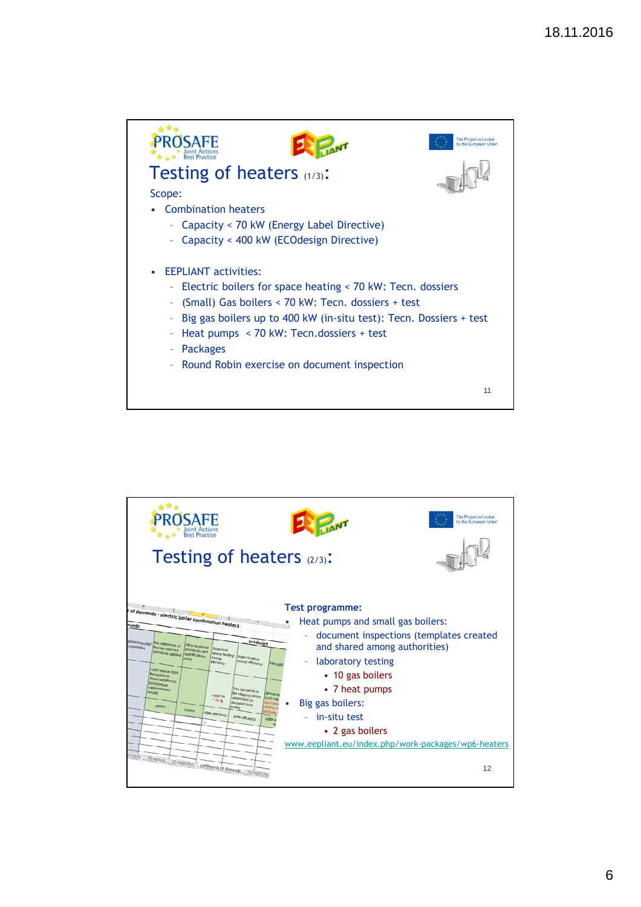## Testing of heaters (1/3):

Scope:

- Combination heaters
  - Capacity < 70 kW (Energy Label Directive)
  - Capacity < 400 kW (ECOdesign Directive)

- EEPLIANT activities:
  - Electric boilers for space heating < 70 kW: Tecn. dossiers
  - (Small) Gas boilers < 70 kW: Tecn. dossiers + test
  - Big gas boilers up to 400 kW (in-situ test): Tecn. Dossiers + test
  - Heat pumps < 70 kW: Tecn.dossiers + test
  - Packages
  - Round Robin exercise on document inspection

## Testing of heaters (2/3):

**Test programme:**

- Heat pumps and small gas boilers:
  - document inspections (templates created and shared among authorities)
  - laboratory testing
    - 10 gas boilers
    - 7 heat pumps
- Big gas boilers:
  - in-situ test
    - 2 gas boilers

www.eepliant.eu/index.php/work-packages/wp6-heaters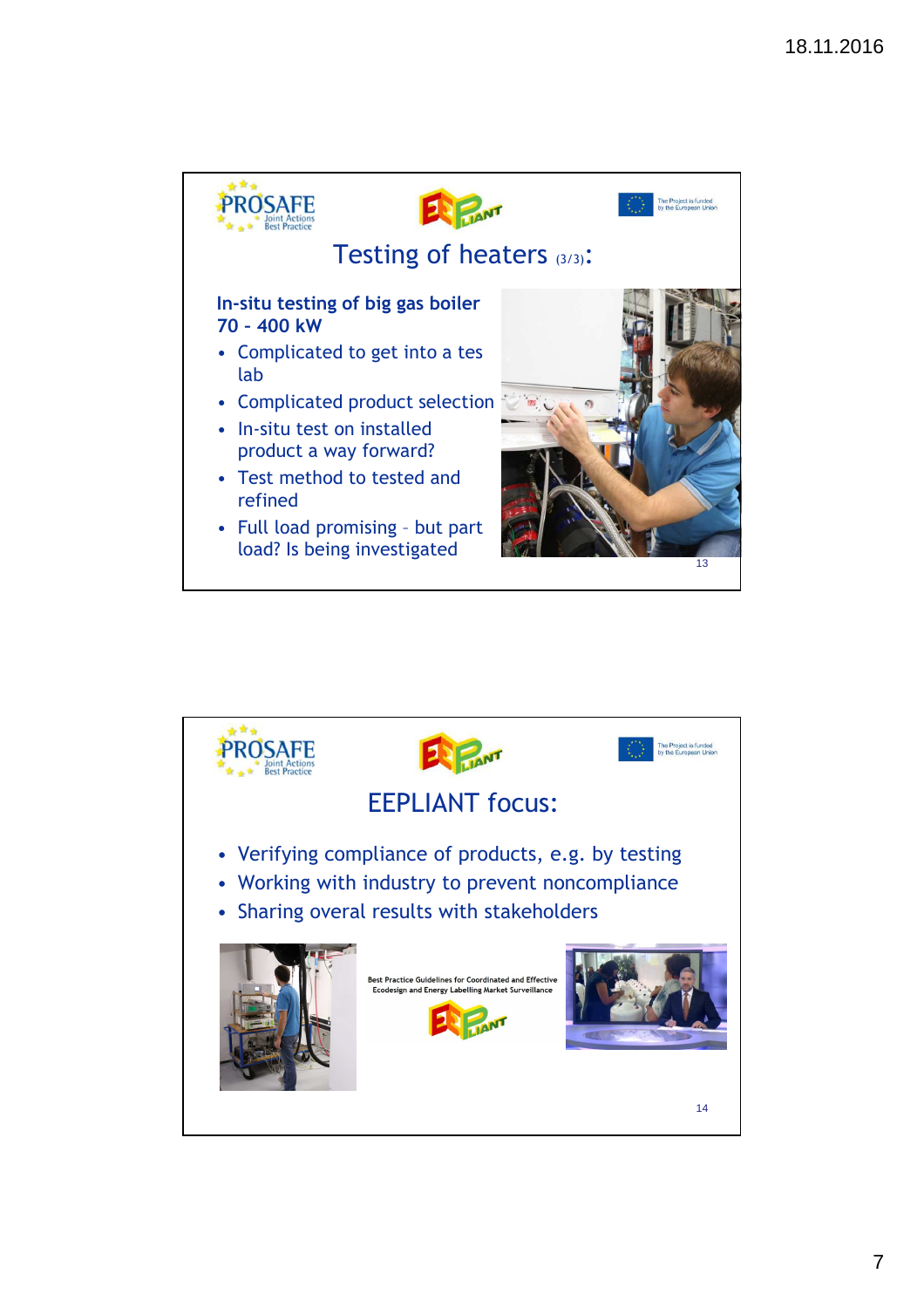## Testing of heaters (3/3):

**In-situ testing of big gas boiler 70 – 400 kW**

- Complicated to get into a tes lab
- Complicated product selection
- In-situ test on installed product a way forward?
- Test method to tested and refined
- Full load promising – but part load? Is being investigated

## EEPLIANT focus:

- Verifying compliance of products, e.g. by testing
- Working with industry to prevent noncompliance
- Sharing overal results with stakeholders

Best Practice Guidelines for Coordinated and Effective Ecodesign and Energy Labelling Market Surveillance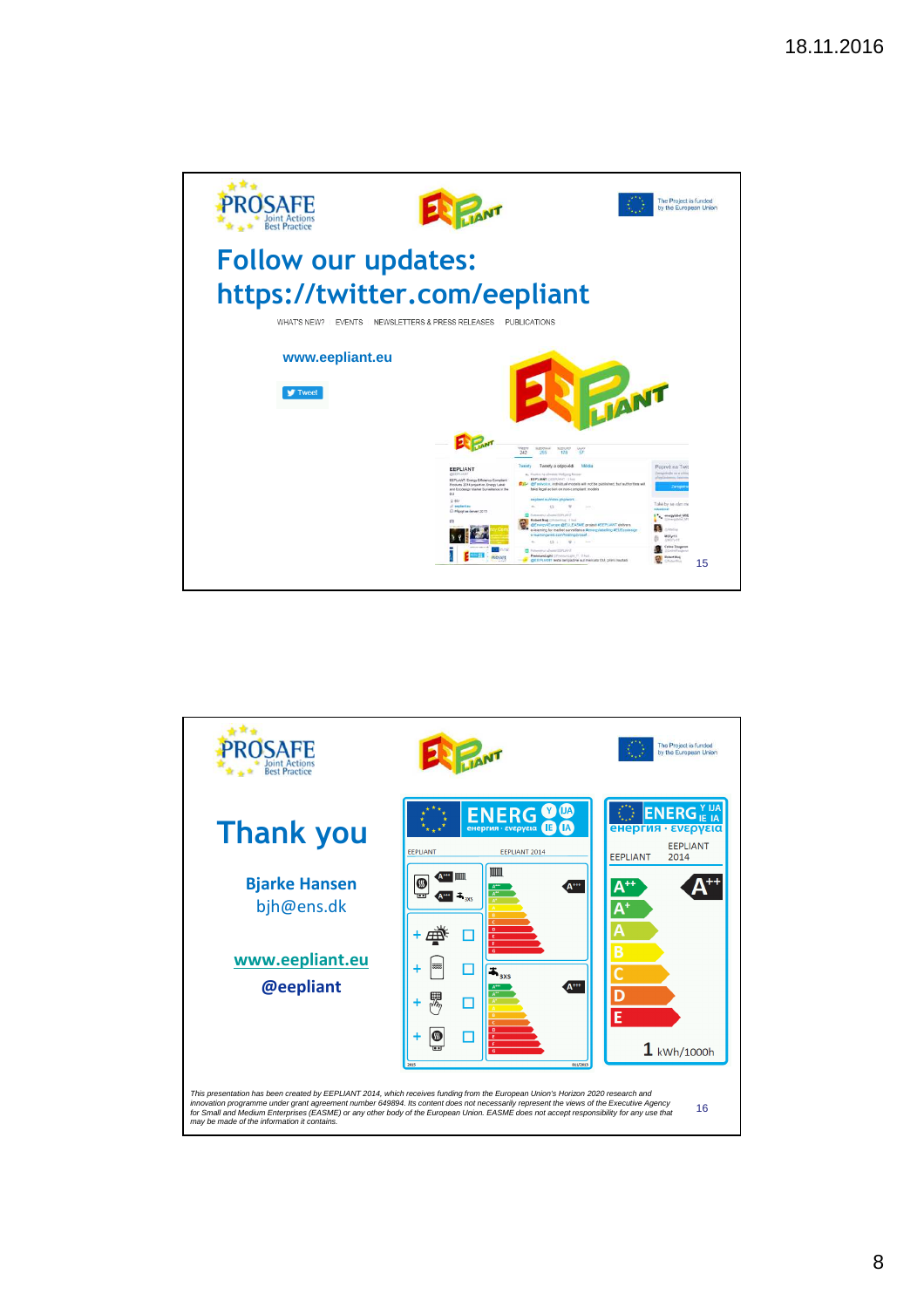PROSAFE Joint Actions Best Practice

EEPLIANT

The Project is funded by the European Union

## Follow our updates: https://twitter.com/eepliant

WHAT'S NEW? EVENTS NEWSLETTERS & PRESS RELEASES PUBLICATIONS

www.eepliant.eu

Tweet

---

PROSAFE Joint Actions Best Practice

EEPLIANT

The Project is funded by the European Union

## Thank you

**Bjarke Hansen**

bjh@ens.dk

**www.eepliant.eu**

**@eepliant**

*This presentation has been created by EEPLIANT 2014, which receives funding from the European Union's Horizon 2020 research and innovation programme under grant agreement number 649894. Its content does not necessarily represent the views of the Executive Agency for Small and Medium Enterprises (EASME) or any other body of the European Union. EASME does not accept responsibility for any use that may be made of the information it contains.*